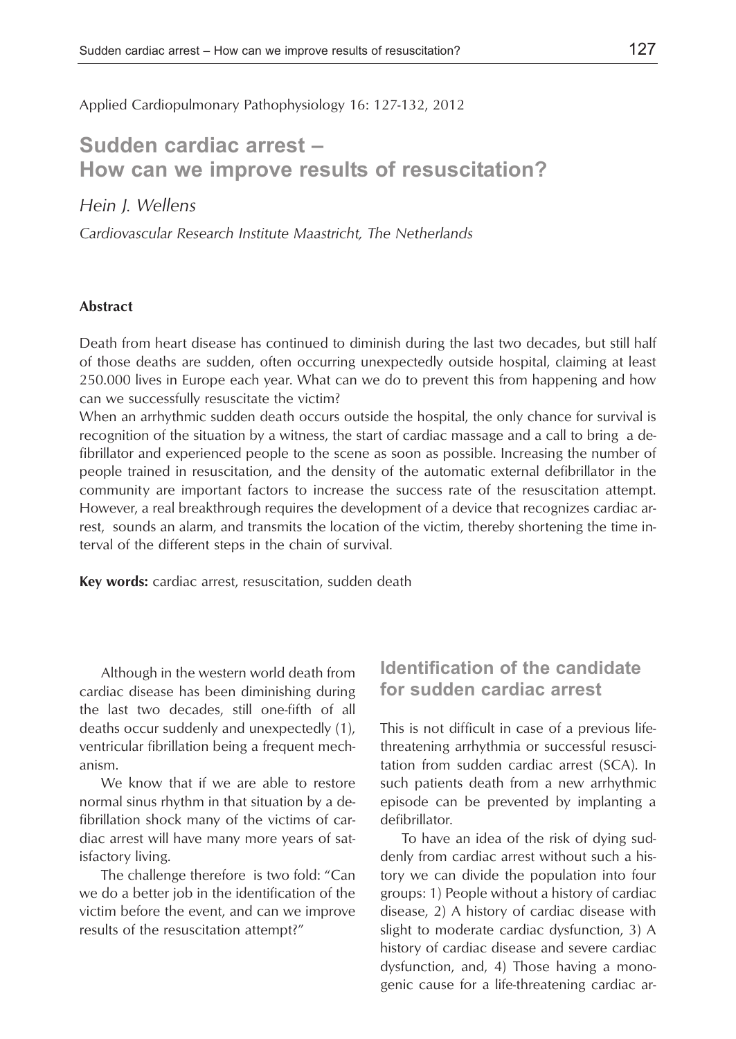Applied Cardiopulmonary Pathophysiology 16: 127-132, 2012

# Sudden cardiac arrest – How can we improve results of resuscitation?

*Hein J. Wellens*

*Cardiovascular Research Institute Maastricht, The Netherlands*

**Abstract**

Death from heart disease has continued to diminish during the last two decades, but still half of those deaths are sudden, often occurring unexpectedly outside hospital, claiming at least 250.000 lives in Europe each year. What can we do to prevent this from happening and how can we successfully resuscitate the victim?

When an arrhythmic sudden death occurs outside the hospital, the only chance for survival is recognition of the situation by a witness, the start of cardiac massage and a call to bring a defibrillator and experienced people to the scene as soon as possible. Increasing the number of people trained in resuscitation, and the density of the automatic external defibrillator in the community are important factors to increase the success rate of the resuscitation attempt. However, a real breakthrough requires the development of a device that recognizes cardiac arrest, sounds an alarm, and transmits the location of the victim, thereby shortening the time interval of the different steps in the chain of survival.

**Key words:** cardiac arrest, resuscitation, sudden death

Although in the western world death from cardiac disease has been diminishing during the last two decades, still one-fifth of all deaths occur suddenly and unexpectedly (1), ventricular fibrillation being a frequent mechanism.

We know that if we are able to restore normal sinus rhythm in that situation by a defibrillation shock many of the victims of cardiac arrest will have many more years of satisfactory living.

The challenge therefore is two fold: "Can we do a better job in the identification of the victim before the event, and can we improve results of the resuscitation attempt?"

## Identification of the candidate for sudden cardiac arrest

This is not difficult in case of a previous life-threatening arrhythmia or successful resuscitation from sudden cardiac arrest (SCA). In such patients death from a new arrhythmic episode can be prevented by implanting a defibrillator.

To have an idea of the risk of dying suddenly from cardiac arrest without such a history we can divide the population into four groups: 1) People without a history of cardiac disease, 2) A history of cardiac disease with slight to moderate cardiac dysfunction, 3) A history of cardiac disease and severe cardiac dysfunction, and, 4) Those having a monogenic cause for a life-threatening cardiac ar-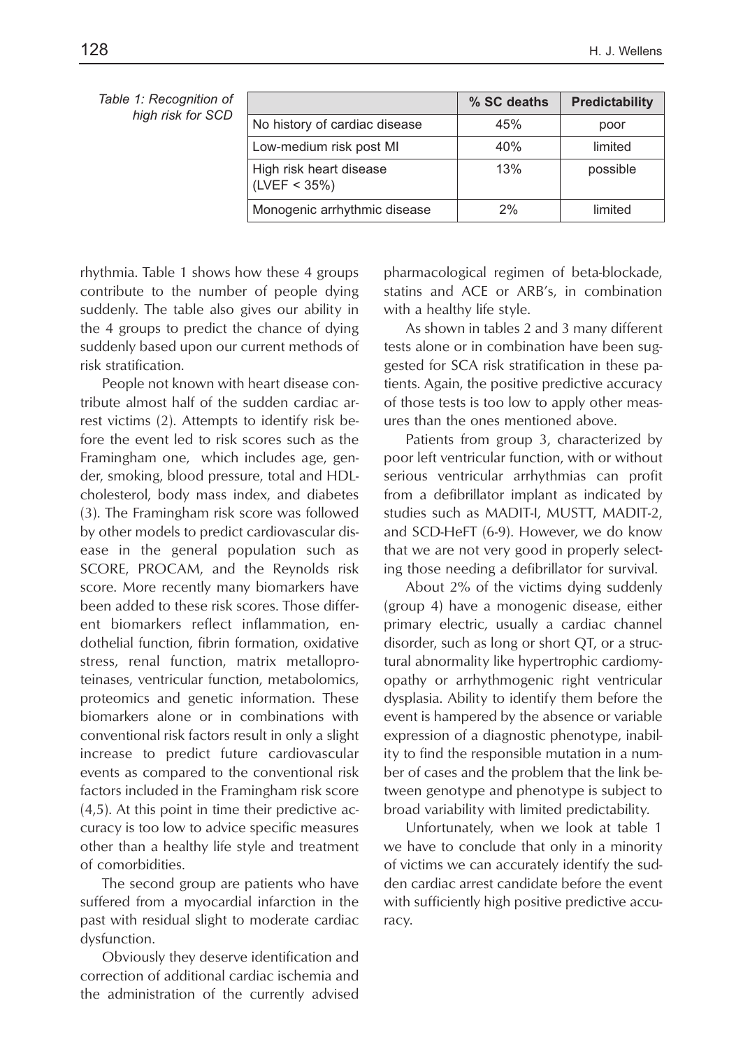*Table 1: Recognition of high risk for SCD*

| | % SC deaths | Predictability |
|---|---|---|
| No history of cardiac disease | 45% | poor |
| Low-medium risk post MI | 40% | limited |
| High risk heart disease (LVEF < 35%) | 13% | possible |
| Monogenic arrhythmic disease | 2% | limited |

rhythmia. Table 1 shows how these 4 groups contribute to the number of people dying suddenly. The table also gives our ability in the 4 groups to predict the chance of dying suddenly based upon our current methods of risk stratification.

People not known with heart disease contribute almost half of the sudden cardiac arrest victims (2). Attempts to identify risk before the event led to risk scores such as the Framingham one, which includes age, gender, smoking, blood pressure, total and HDL-cholesterol, body mass index, and diabetes (3). The Framingham risk score was followed by other models to predict cardiovascular disease in the general population such as SCORE, PROCAM, and the Reynolds risk score. More recently many biomarkers have been added to these risk scores. Those different biomarkers reflect inflammation, endothelial function, fibrin formation, oxidative stress, renal function, matrix metalloproteinases, ventricular function, metabolomics, proteomics and genetic information. These biomarkers alone or in combinations with conventional risk factors result in only a slight increase to predict future cardiovascular events as compared to the conventional risk factors included in the Framingham risk score (4,5). At this point in time their predictive accuracy is too low to advice specific measures other than a healthy life style and treatment of comorbidities.

The second group are patients who have suffered from a myocardial infarction in the past with residual slight to moderate cardiac dysfunction.

Obviously they deserve identification and correction of additional cardiac ischemia and the administration of the currently advised pharmacological regimen of beta-blockade, statins and ACE or ARB's, in combination with a healthy life style.

As shown in tables 2 and 3 many different tests alone or in combination have been suggested for SCA risk stratification in these patients. Again, the positive predictive accuracy of those tests is too low to apply other measures than the ones mentioned above.

Patients from group 3, characterized by poor left ventricular function, with or without serious ventricular arrhythmias can profit from a defibrillator implant as indicated by studies such as MADIT-I, MUSTT, MADIT-2, and SCD-HeFT (6-9). However, we do know that we are not very good in properly selecting those needing a defibrillator for survival.

About 2% of the victims dying suddenly (group 4) have a monogenic disease, either primary electric, usually a cardiac channel disorder, such as long or short QT, or a structural abnormality like hypertrophic cardiomyopathy or arrhythmogenic right ventricular dysplasia. Ability to identify them before the event is hampered by the absence or variable expression of a diagnostic phenotype, inability to find the responsible mutation in a number of cases and the problem that the link between genotype and phenotype is subject to broad variability with limited predictability.

Unfortunately, when we look at table 1 we have to conclude that only in a minority of victims we can accurately identify the sudden cardiac arrest candidate before the event with sufficiently high positive predictive accuracy.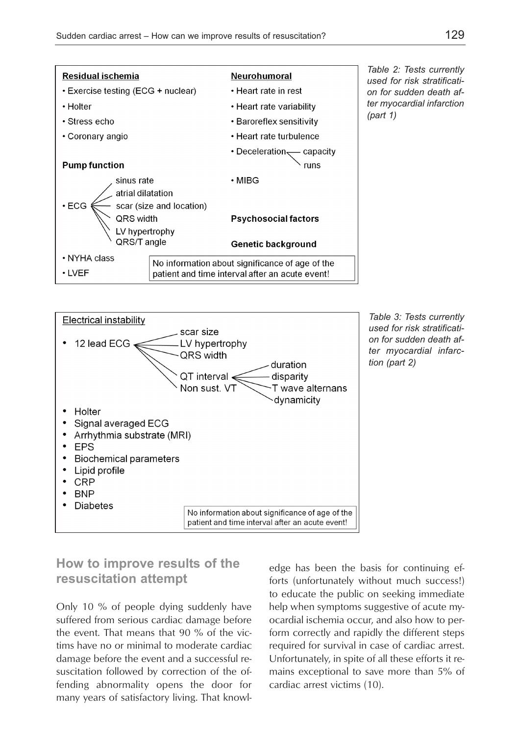| Residual ischemia | Neurohumoral |
|---|---|
| • Exercise testing (ECG + nuclear) | • Heart rate in rest |
| • Holter | • Heart rate variability |
| • Stress echo | • Baroreflex sensitivity |
| • Coronary angio | • Heart rate turbulence |
| | • Deceleration — capacity / runs |
| **Pump function** | • MIBG |
| • ECG — sinus rate; atrial dilatation; scar (size and location); QRS width; LV hypertrophy; QRS/T angle | **Psychosocial factors** |
| | **Genetic background** |
| • NYHA class | |
| • LVEF | |

No information about significance of age of the patient and time interval after an acute event!

*Table 2: Tests currently used for risk stratification for sudden death after myocardial infarction (part 1)*

| Electrical instability |
|---|
| • 12 lead ECG — scar size; LV hypertrophy; QRS width; QT interval (duration, disparity, T wave alternans, dynamicity); Non sust. VT |
| • Holter |
| • Signal averaged ECG |
| • Arrhythmia substrate (MRI) |
| • EPS |
| • Biochemical parameters |
| • Lipid profile |
| • CRP |
| • BNP |
| • Diabetes |

No information about significance of age of the patient and time interval after an acute event!

*Table 3: Tests currently used for risk stratification for sudden death after myocardial infarction (part 2)*

## How to improve results of the resuscitation attempt

Only 10 % of people dying suddenly have suffered from serious cardiac damage before the event. That means that 90 % of the victims have no or minimal to moderate cardiac damage before the event and a successful resuscitation followed by correction of the offending abnormality opens the door for many years of satisfactory living. That knowledge has been the basis for continuing efforts (unfortunately without much success!) to educate the public on seeking immediate help when symptoms suggestive of acute myocardial ischemia occur, and also how to perform correctly and rapidly the different steps required for survival in case of cardiac arrest. Unfortunately, in spite of all these efforts it remains exceptional to save more than 5% of cardiac arrest victims (10).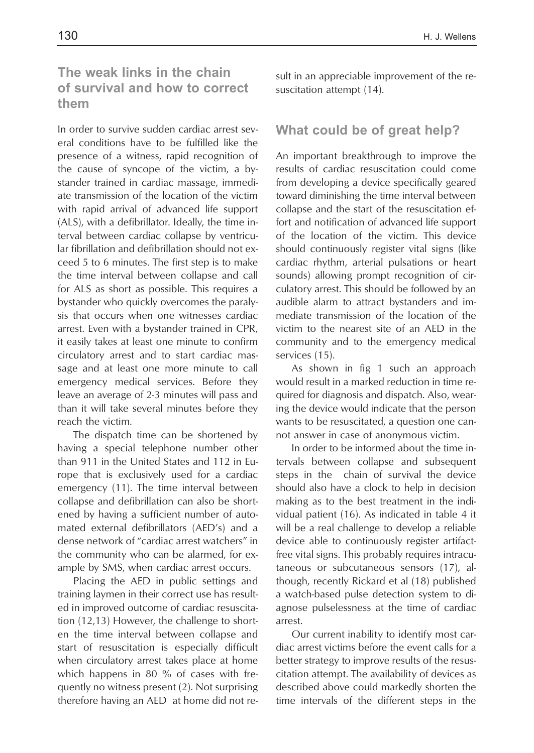## The weak links in the chain of survival and how to correct them

In order to survive sudden cardiac arrest several conditions have to be fulfilled like the presence of a witness, rapid recognition of the cause of syncope of the victim, a bystander trained in cardiac massage, immediate transmission of the location of the victim with rapid arrival of advanced life support (ALS), with a defibrillator. Ideally, the time interval between cardiac collapse by ventricular fibrillation and defibrillation should not exceed 5 to 6 minutes. The first step is to make the time interval between collapse and call for ALS as short as possible. This requires a bystander who quickly overcomes the paralysis that occurs when one witnesses cardiac arrest. Even with a bystander trained in CPR, it easily takes at least one minute to confirm circulatory arrest and to start cardiac massage and at least one more minute to call emergency medical services. Before they leave an average of 2-3 minutes will pass and than it will take several minutes before they reach the victim.

The dispatch time can be shortened by having a special telephone number other than 911 in the United States and 112 in Europe that is exclusively used for a cardiac emergency (11). The time interval between collapse and defibrillation can also be shortened by having a sufficient number of automated external defibrillators (AED's) and a dense network of "cardiac arrest watchers" in the community who can be alarmed, for example by SMS, when cardiac arrest occurs.

Placing the AED in public settings and training laymen in their correct use has resulted in improved outcome of cardiac resuscitation (12,13) However, the challenge to shorten the time interval between collapse and start of resuscitation is especially difficult when circulatory arrest takes place at home which happens in 80 % of cases with frequently no witness present (2). Not surprising therefore having an AED at home did not result in an appreciable improvement of the resuscitation attempt (14).

## What could be of great help?

An important breakthrough to improve the results of cardiac resuscitation could come from developing a device specifically geared toward diminishing the time interval between collapse and the start of the resuscitation effort and notification of advanced life support of the location of the victim. This device should continuously register vital signs (like cardiac rhythm, arterial pulsations or heart sounds) allowing prompt recognition of circulatory arrest. This should be followed by an audible alarm to attract bystanders and immediate transmission of the location of the victim to the nearest site of an AED in the community and to the emergency medical services (15).

As shown in fig 1 such an approach would result in a marked reduction in time required for diagnosis and dispatch. Also, wearing the device would indicate that the person wants to be resuscitated, a question one cannot answer in case of anonymous victim.

In order to be informed about the time intervals between collapse and subsequent steps in the chain of survival the device should also have a clock to help in decision making as to the best treatment in the individual patient (16). As indicated in table 4 it will be a real challenge to develop a reliable device able to continuously register artifact-free vital signs. This probably requires intracutaneous or subcutaneous sensors (17), although, recently Rickard et al (18) published a watch-based pulse detection system to diagnose pulselessness at the time of cardiac arrest.

Our current inability to identify most cardiac arrest victims before the event calls for a better strategy to improve results of the resuscitation attempt. The availability of devices as described above could markedly shorten the time intervals of the different steps in the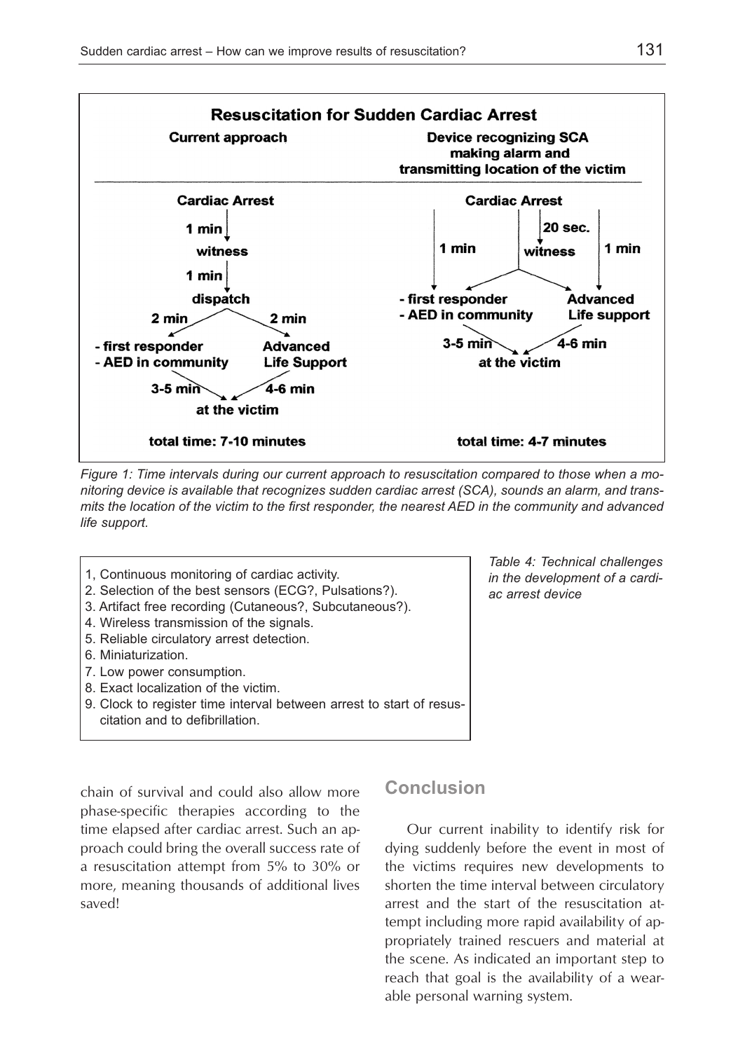**Resuscitation for Sudden Cardiac Arrest**

| Current approach | Device recognizing SCA making alarm and transmitting location of the victim |
|---|---|
| Cardiac Arrest → (1 min) → witness → (1 min) → dispatch → (2 min) - first responder / - AED in community; (2 min) Advanced Life Support → (3-5 min / 4-6 min) → at the victim | Cardiac Arrest → (1 min) - first responder / - AED in community; (20 sec.) witness; (1 min) Advanced Life support → (3-5 min / 4-6 min) → at the victim |
| total time: 7-10 minutes | total time: 4-7 minutes |

*Figure 1: Time intervals during our current approach to resuscitation compared to those when a monitoring device is available that recognizes sudden cardiac arrest (SCA), sounds an alarm, and transmits the location of the victim to the first responder, the nearest AED in the community and advanced life support.*

*Table 4: Technical challenges in the development of a cardiac arrest device*

1, Continuous monitoring of cardiac activity.
2. Selection of the best sensors (ECG?, Pulsations?).
3. Artifact free recording (Cutaneous?, Subcutaneous?).
4. Wireless transmission of the signals.
5. Reliable circulatory arrest detection.
6. Miniaturization.
7. Low power consumption.
8. Exact localization of the victim.
9. Clock to register time interval between arrest to start of resuscitation and to defibrillation.

chain of survival and could also allow more phase-specific therapies according to the time elapsed after cardiac arrest. Such an approach could bring the overall success rate of a resuscitation attempt from 5% to 30% or more, meaning thousands of additional lives saved!

## Conclusion

Our current inability to identify risk for dying suddenly before the event in most of the victims requires new developments to shorten the time interval between circulatory arrest and the start of the resuscitation attempt including more rapid availability of appropriately trained rescuers and material at the scene. As indicated an important step to reach that goal is the availability of a wearable personal warning system.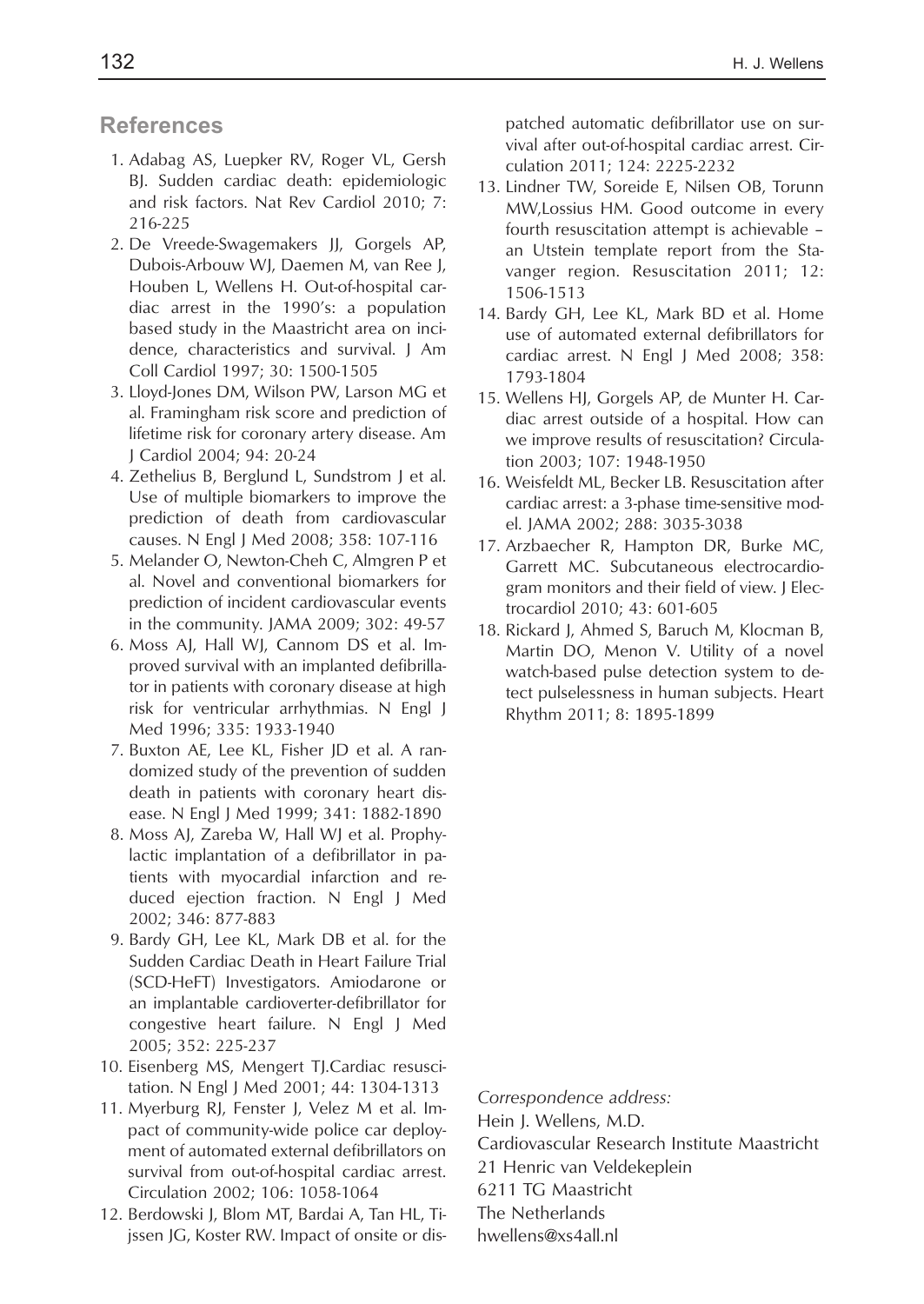## References

1. Adabag AS, Luepker RV, Roger VL, Gersh BJ. Sudden cardiac death: epidemiologic and risk factors. Nat Rev Cardiol 2010; 7: 216-225
2. De Vreede-Swagemakers JJ, Gorgels AP, Dubois-Arbouw WJ, Daemen M, van Ree J, Houben L, Wellens H. Out-of-hospital cardiac arrest in the 1990's: a population based study in the Maastricht area on incidence, characteristics and survival. J Am Coll Cardiol 1997; 30: 1500-1505
3. Lloyd-Jones DM, Wilson PW, Larson MG et al. Framingham risk score and prediction of lifetime risk for coronary artery disease. Am J Cardiol 2004; 94: 20-24
4. Zethelius B, Berglund L, Sundstrom J et al. Use of multiple biomarkers to improve the prediction of death from cardiovascular causes. N Engl J Med 2008; 358: 107-116
5. Melander O, Newton-Cheh C, Almgren P et al. Novel and conventional biomarkers for prediction of incident cardiovascular events in the community. JAMA 2009; 302: 49-57
6. Moss AJ, Hall WJ, Cannom DS et al. Improved survival with an implanted defibrillator in patients with coronary disease at high risk for ventricular arrhythmias. N Engl J Med 1996; 335: 1933-1940
7. Buxton AE, Lee KL, Fisher JD et al. A randomized study of the prevention of sudden death in patients with coronary heart disease. N Engl J Med 1999; 341: 1882-1890
8. Moss AJ, Zareba W, Hall WJ et al. Prophylactic implantation of a defibrillator in patients with myocardial infarction and reduced ejection fraction. N Engl J Med 2002; 346: 877-883
9. Bardy GH, Lee KL, Mark DB et al. for the Sudden Cardiac Death in Heart Failure Trial (SCD-HeFT) Investigators. Amiodarone or an implantable cardioverter-defibrillator for congestive heart failure. N Engl J Med 2005; 352: 225-237
10. Eisenberg MS, Mengert TJ.Cardiac resuscitation. N Engl J Med 2001; 44: 1304-1313
11. Myerburg RJ, Fenster J, Velez M et al. Impact of community-wide police car deployment of automated external defibrillators on survival from out-of-hospital cardiac arrest. Circulation 2002; 106: 1058-1064
12. Berdowski J, Blom MT, Bardai A, Tan HL, Tijssen JG, Koster RW. Impact of onsite or dispatched automatic defibrillator use on survival after out-of-hospital cardiac arrest. Circulation 2011; 124: 2225-2232
13. Lindner TW, Soreide E, Nilsen OB, Torunn MW,Lossius HM. Good outcome in every fourth resuscitation attempt is achievable – an Utstein template report from the Stavanger region. Resuscitation 2011; 12: 1506-1513
14. Bardy GH, Lee KL, Mark BD et al. Home use of automated external defibrillators for cardiac arrest. N Engl J Med 2008; 358: 1793-1804
15. Wellens HJ, Gorgels AP, de Munter H. Cardiac arrest outside of a hospital. How can we improve results of resuscitation? Circulation 2003; 107: 1948-1950
16. Weisfeldt ML, Becker LB. Resuscitation after cardiac arrest: a 3-phase time-sensitive model. JAMA 2002; 288: 3035-3038
17. Arzbaecher R, Hampton DR, Burke MC, Garrett MC. Subcutaneous electrocardiogram monitors and their field of view. J Electrocardiol 2010; 43: 601-605
18. Rickard J, Ahmed S, Baruch M, Klocman B, Martin DO, Menon V. Utility of a novel watch-based pulse detection system to detect pulselessness in human subjects. Heart Rhythm 2011; 8: 1895-1899

*Correspondence address:*
Hein J. Wellens, M.D.
Cardiovascular Research Institute Maastricht
21 Henric van Veldekeplein
6211 TG Maastricht
The Netherlands
hwellens@xs4all.nl